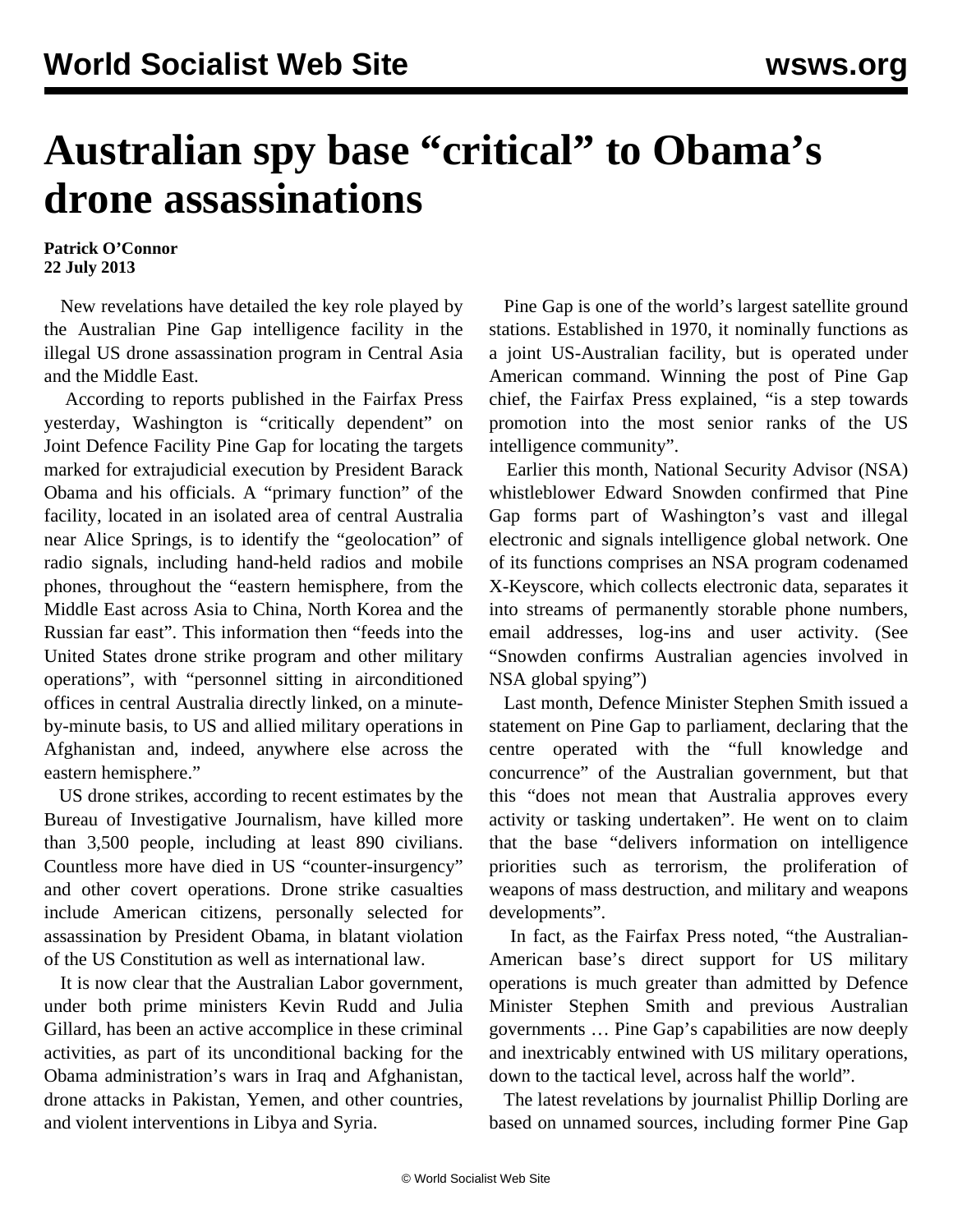# Australian spy base "critical" to Obama's drone assassinations

**Patrick O'Connor**
**22 July 2013**

New revelations have detailed the key role played by the Australian Pine Gap intelligence facility in the illegal US drone assassination program in Central Asia and the Middle East.

According to reports published in the Fairfax Press yesterday, Washington is "critically dependent" on Joint Defence Facility Pine Gap for locating the targets marked for extrajudicial execution by President Barack Obama and his officials. A "primary function" of the facility, located in an isolated area of central Australia near Alice Springs, is to identify the "geolocation" of radio signals, including hand-held radios and mobile phones, throughout the "eastern hemisphere, from the Middle East across Asia to China, North Korea and the Russian far east". This information then "feeds into the United States drone strike program and other military operations", with "personnel sitting in airconditioned offices in central Australia directly linked, on a minute-by-minute basis, to US and allied military operations in Afghanistan and, indeed, anywhere else across the eastern hemisphere."

US drone strikes, according to recent estimates by the Bureau of Investigative Journalism, have killed more than 3,500 people, including at least 890 civilians. Countless more have died in US "counter-insurgency" and other covert operations. Drone strike casualties include American citizens, personally selected for assassination by President Obama, in blatant violation of the US Constitution as well as international law.

It is now clear that the Australian Labor government, under both prime ministers Kevin Rudd and Julia Gillard, has been an active accomplice in these criminal activities, as part of its unconditional backing for the Obama administration's wars in Iraq and Afghanistan, drone attacks in Pakistan, Yemen, and other countries, and violent interventions in Libya and Syria.

Pine Gap is one of the world's largest satellite ground stations. Established in 1970, it nominally functions as a joint US-Australian facility, but is operated under American command. Winning the post of Pine Gap chief, the Fairfax Press explained, "is a step towards promotion into the most senior ranks of the US intelligence community".

Earlier this month, National Security Advisor (NSA) whistleblower Edward Snowden confirmed that Pine Gap forms part of Washington's vast and illegal electronic and signals intelligence global network. One of its functions comprises an NSA program codenamed X-Keyscore, which collects electronic data, separates it into streams of permanently storable phone numbers, email addresses, log-ins and user activity. (See "Snowden confirms Australian agencies involved in NSA global spying")

Last month, Defence Minister Stephen Smith issued a statement on Pine Gap to parliament, declaring that the centre operated with the "full knowledge and concurrence" of the Australian government, but that this "does not mean that Australia approves every activity or tasking undertaken". He went on to claim that the base "delivers information on intelligence priorities such as terrorism, the proliferation of weapons of mass destruction, and military and weapons developments".

In fact, as the Fairfax Press noted, "the Australian-American base's direct support for US military operations is much greater than admitted by Defence Minister Stephen Smith and previous Australian governments … Pine Gap's capabilities are now deeply and inextricably entwined with US military operations, down to the tactical level, across half the world".

The latest revelations by journalist Phillip Dorling are based on unnamed sources, including former Pine Gap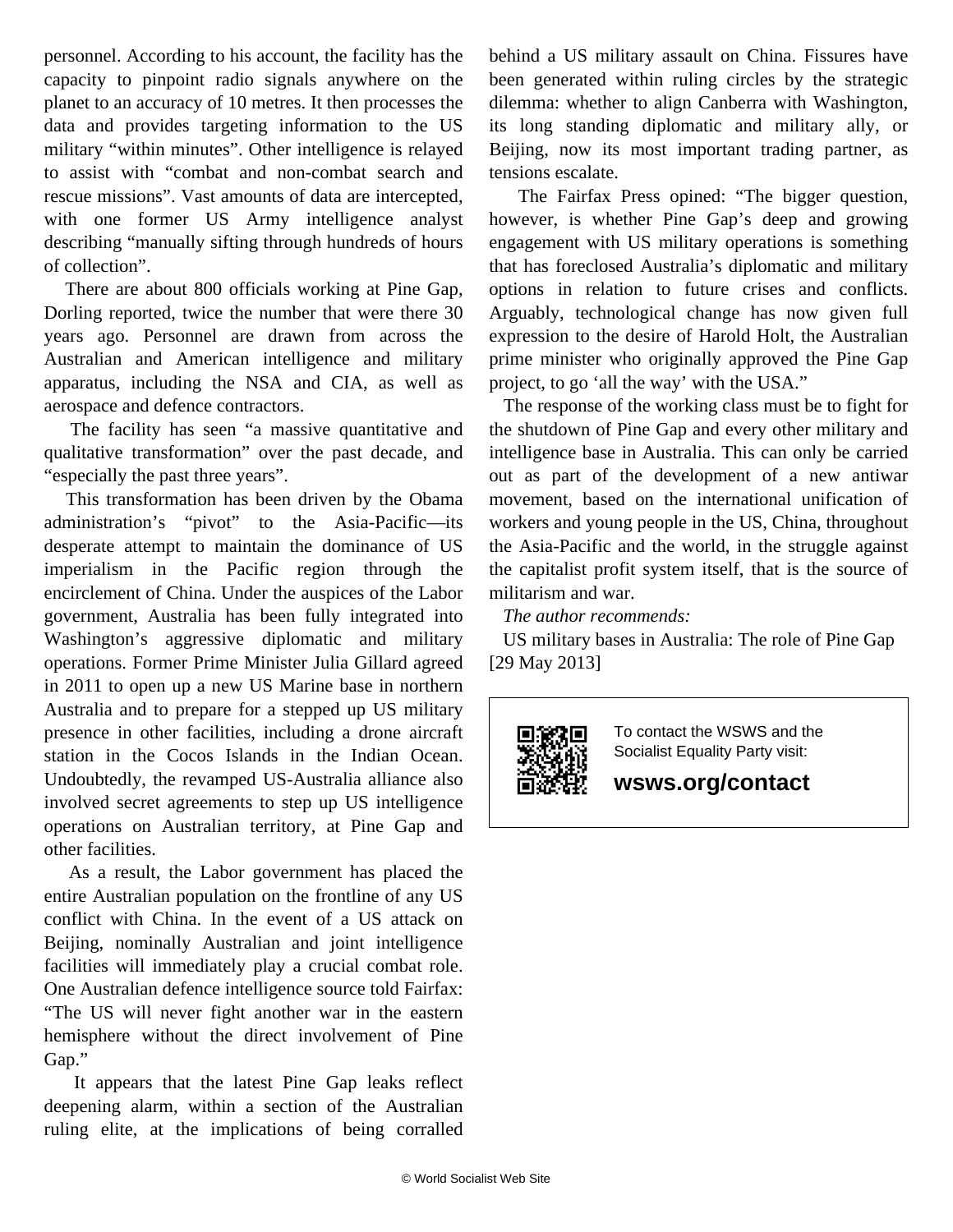personnel. According to his account, the facility has the capacity to pinpoint radio signals anywhere on the planet to an accuracy of 10 metres. It then processes the data and provides targeting information to the US military "within minutes". Other intelligence is relayed to assist with "combat and non-combat search and rescue missions". Vast amounts of data are intercepted, with one former US Army intelligence analyst describing "manually sifting through hundreds of hours of collection".

There are about 800 officials working at Pine Gap, Dorling reported, twice the number that were there 30 years ago. Personnel are drawn from across the Australian and American intelligence and military apparatus, including the NSA and CIA, as well as aerospace and defence contractors.

The facility has seen "a massive quantitative and qualitative transformation" over the past decade, and "especially the past three years".

This transformation has been driven by the Obama administration's "pivot" to the Asia-Pacific—its desperate attempt to maintain the dominance of US imperialism in the Pacific region through the encirclement of China. Under the auspices of the Labor government, Australia has been fully integrated into Washington's aggressive diplomatic and military operations. Former Prime Minister Julia Gillard agreed in 2011 to open up a new US Marine base in northern Australia and to prepare for a stepped up US military presence in other facilities, including a drone aircraft station in the Cocos Islands in the Indian Ocean. Undoubtedly, the revamped US-Australia alliance also involved secret agreements to step up US intelligence operations on Australian territory, at Pine Gap and other facilities.

As a result, the Labor government has placed the entire Australian population on the frontline of any US conflict with China. In the event of a US attack on Beijing, nominally Australian and joint intelligence facilities will immediately play a crucial combat role. One Australian defence intelligence source told Fairfax: "The US will never fight another war in the eastern hemisphere without the direct involvement of Pine Gap."

It appears that the latest Pine Gap leaks reflect deepening alarm, within a section of the Australian ruling elite, at the implications of being corralled behind a US military assault on China. Fissures have been generated within ruling circles by the strategic dilemma: whether to align Canberra with Washington, its long standing diplomatic and military ally, or Beijing, now its most important trading partner, as tensions escalate.

The Fairfax Press opined: "The bigger question, however, is whether Pine Gap's deep and growing engagement with US military operations is something that has foreclosed Australia's diplomatic and military options in relation to future crises and conflicts. Arguably, technological change has now given full expression to the desire of Harold Holt, the Australian prime minister who originally approved the Pine Gap project, to go 'all the way' with the USA."

The response of the working class must be to fight for the shutdown of Pine Gap and every other military and intelligence base in Australia. This can only be carried out as part of the development of a new antiwar movement, based on the international unification of workers and young people in the US, China, throughout the Asia-Pacific and the world, in the struggle against the capitalist profit system itself, that is the source of militarism and war.

*The author recommends:*

US military bases in Australia: The role of Pine Gap [29 May 2013]

To contact the WSWS and the Socialist Equality Party visit:

**wsws.org/contact**